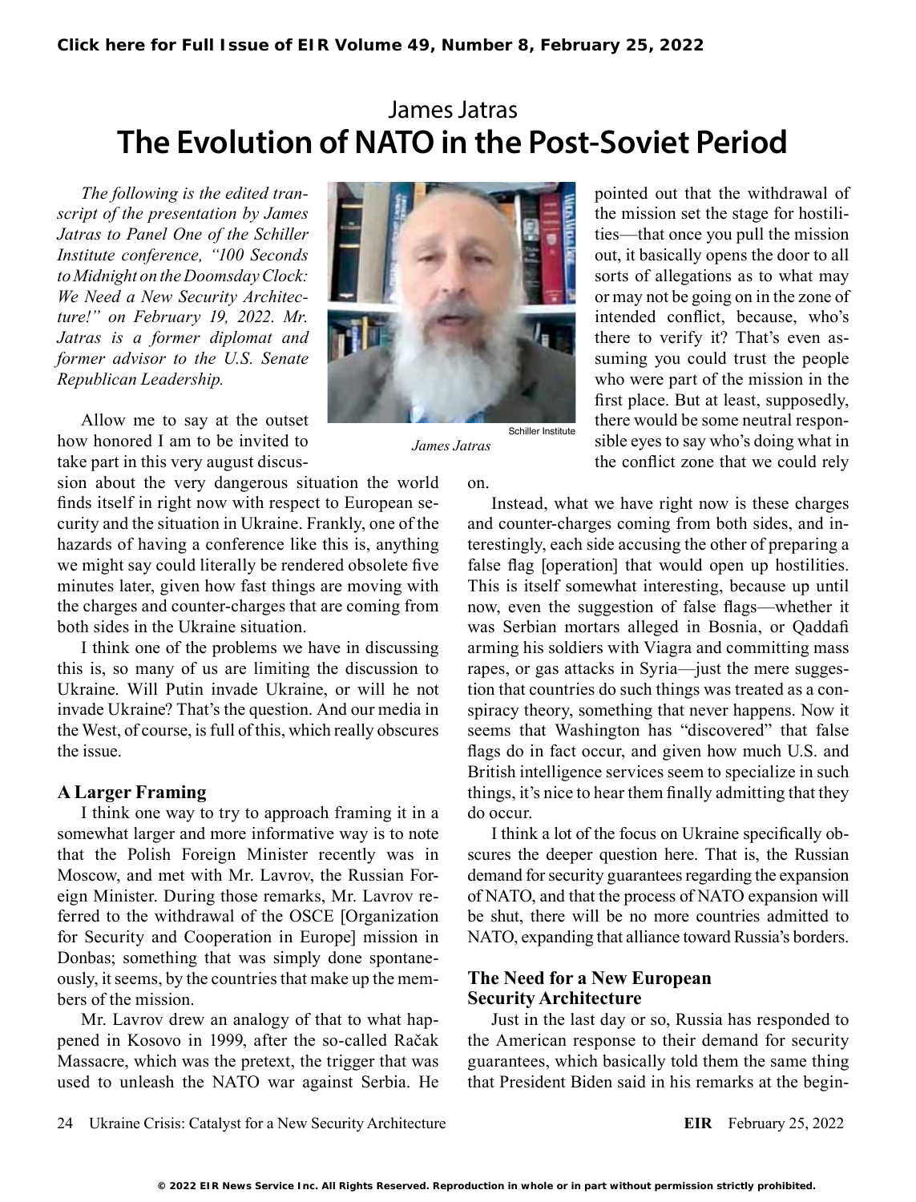# James Jatras

## The Evolution of NATO in the Post-Soviet Period

*The following is the edited transcript of the presentation by James Jatras to Panel One of the Schiller Institute conference, "100 Seconds to Midnight on the Doomsday Clock: We Need a New Security Architecture!" on February 19, 2022. Mr. Jatras is a former diplomat and former advisor to the U.S. Senate Republican Leadership.*

Schiller Institute

*James Jatras*

Allow me to say at the outset how honored I am to be invited to take part in this very august discussion about the very dangerous situation the world finds itself in right now with respect to European security and the situation in Ukraine. Frankly, one of the hazards of having a conference like this is, anything we might say could literally be rendered obsolete five minutes later, given how fast things are moving with the charges and counter-charges that are coming from both sides in the Ukraine situation.

I think one of the problems we have in discussing this is, so many of us are limiting the discussion to Ukraine. Will Putin invade Ukraine, or will he not invade Ukraine? That's the question. And our media in the West, of course, is full of this, which really obscures the issue.

### A Larger Framing

I think one way to try to approach framing it in a somewhat larger and more informative way is to note that the Polish Foreign Minister recently was in Moscow, and met with Mr. Lavrov, the Russian Foreign Minister. During those remarks, Mr. Lavrov referred to the withdrawal of the OSCE [Organization for Security and Cooperation in Europe] mission in Donbas; something that was simply done spontaneously, it seems, by the countries that make up the members of the mission.

Mr. Lavrov drew an analogy of that to what happened in Kosovo in 1999, after the so-called Račak Massacre, which was the pretext, the trigger that was used to unleash the NATO war against Serbia. He pointed out that the withdrawal of the mission set the stage for hostilities—that once you pull the mission out, it basically opens the door to all sorts of allegations as to what may or may not be going on in the zone of intended conflict, because, who's there to verify it? That's even assuming you could trust the people who were part of the mission in the first place. But at least, supposedly, there would be some neutral responsible eyes to say who's doing what in the conflict zone that we could rely on.

Instead, what we have right now is these charges and counter-charges coming from both sides, and interestingly, each side accusing the other of preparing a false flag [operation] that would open up hostilities. This is itself somewhat interesting, because up until now, even the suggestion of false flags—whether it was Serbian mortars alleged in Bosnia, or Qaddafi arming his soldiers with Viagra and committing mass rapes, or gas attacks in Syria—just the mere suggestion that countries do such things was treated as a conspiracy theory, something that never happens. Now it seems that Washington has "discovered" that false flags do in fact occur, and given how much U.S. and British intelligence services seem to specialize in such things, it's nice to hear them finally admitting that they do occur.

I think a lot of the focus on Ukraine specifically obscures the deeper question here. That is, the Russian demand for security guarantees regarding the expansion of NATO, and that the process of NATO expansion will be shut, there will be no more countries admitted to NATO, expanding that alliance toward Russia's borders.

### The Need for a New European Security Architecture

Just in the last day or so, Russia has responded to the American response to their demand for security guarantees, which basically told them the same thing that President Biden said in his remarks at the begin-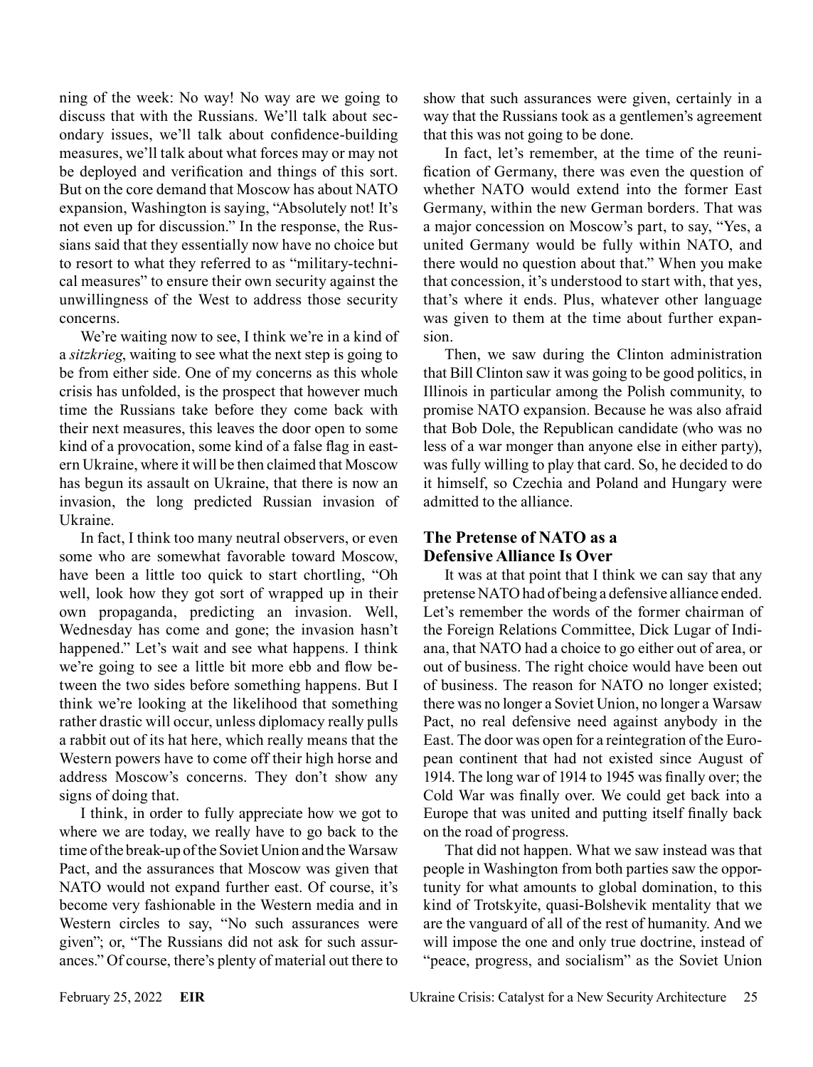ning of the week: No way! No way are we going to discuss that with the Russians. We'll talk about secondary issues, we'll talk about confidence-building measures, we'll talk about what forces may or may not be deployed and verification and things of this sort. But on the core demand that Moscow has about NATO expansion, Washington is saying, "Absolutely not! It's not even up for discussion." In the response, the Russians said that they essentially now have no choice but to resort to what they referred to as "military-technical measures" to ensure their own security against the unwillingness of the West to address those security concerns.

We're waiting now to see, I think we're in a kind of a *sitzkrieg*, waiting to see what the next step is going to be from either side. One of my concerns as this whole crisis has unfolded, is the prospect that however much time the Russians take before they come back with their next measures, this leaves the door open to some kind of a provocation, some kind of a false flag in eastern Ukraine, where it will be then claimed that Moscow has begun its assault on Ukraine, that there is now an invasion, the long predicted Russian invasion of Ukraine.

In fact, I think too many neutral observers, or even some who are somewhat favorable toward Moscow, have been a little too quick to start chortling, "Oh well, look how they got sort of wrapped up in their own propaganda, predicting an invasion. Well, Wednesday has come and gone; the invasion hasn't happened." Let's wait and see what happens. I think we're going to see a little bit more ebb and flow between the two sides before something happens. But I think we're looking at the likelihood that something rather drastic will occur, unless diplomacy really pulls a rabbit out of its hat here, which really means that the Western powers have to come off their high horse and address Moscow's concerns. They don't show any signs of doing that.

I think, in order to fully appreciate how we got to where we are today, we really have to go back to the time of the break-up of the Soviet Union and the Warsaw Pact, and the assurances that Moscow was given that NATO would not expand further east. Of course, it's become very fashionable in the Western media and in Western circles to say, "No such assurances were given"; or, "The Russians did not ask for such assurances." Of course, there's plenty of material out there to show that such assurances were given, certainly in a way that the Russians took as a gentlemen's agreement that this was not going to be done.

In fact, let's remember, at the time of the reunification of Germany, there was even the question of whether NATO would extend into the former East Germany, within the new German borders. That was a major concession on Moscow's part, to say, "Yes, a united Germany would be fully within NATO, and there would no question about that." When you make that concession, it's understood to start with, that yes, that's where it ends. Plus, whatever other language was given to them at the time about further expansion.

Then, we saw during the Clinton administration that Bill Clinton saw it was going to be good politics, in Illinois in particular among the Polish community, to promise NATO expansion. Because he was also afraid that Bob Dole, the Republican candidate (who was no less of a war monger than anyone else in either party), was fully willing to play that card. So, he decided to do it himself, so Czechia and Poland and Hungary were admitted to the alliance.

## The Pretense of NATO as a Defensive Alliance Is Over

It was at that point that I think we can say that any pretense NATO had of being a defensive alliance ended. Let's remember the words of the former chairman of the Foreign Relations Committee, Dick Lugar of Indiana, that NATO had a choice to go either out of area, or out of business. The right choice would have been out of business. The reason for NATO no longer existed; there was no longer a Soviet Union, no longer a Warsaw Pact, no real defensive need against anybody in the East. The door was open for a reintegration of the European continent that had not existed since August of 1914. The long war of 1914 to 1945 was finally over; the Cold War was finally over. We could get back into a Europe that was united and putting itself finally back on the road of progress.

That did not happen. What we saw instead was that people in Washington from both parties saw the opportunity for what amounts to global domination, to this kind of Trotskyite, quasi-Bolshevik mentality that we are the vanguard of all of the rest of humanity. And we will impose the one and only true doctrine, instead of "peace, progress, and socialism" as the Soviet Union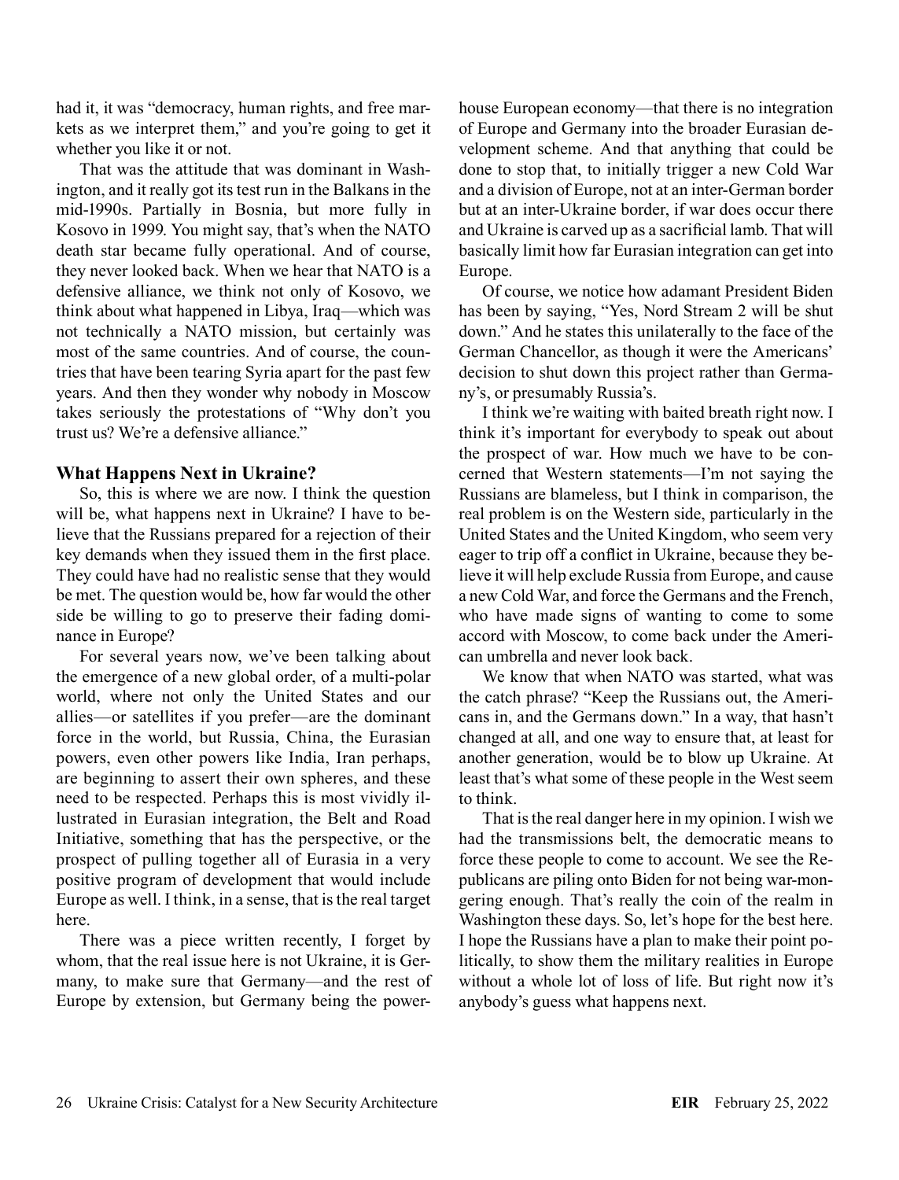had it, it was "democracy, human rights, and free markets as we interpret them," and you're going to get it whether you like it or not.

That was the attitude that was dominant in Washington, and it really got its test run in the Balkans in the mid-1990s. Partially in Bosnia, but more fully in Kosovo in 1999. You might say, that's when the NATO death star became fully operational. And of course, they never looked back. When we hear that NATO is a defensive alliance, we think not only of Kosovo, we think about what happened in Libya, Iraq—which was not technically a NATO mission, but certainly was most of the same countries. And of course, the countries that have been tearing Syria apart for the past few years. And then they wonder why nobody in Moscow takes seriously the protestations of "Why don't you trust us? We're a defensive alliance."

### What Happens Next in Ukraine?

So, this is where we are now. I think the question will be, what happens next in Ukraine? I have to believe that the Russians prepared for a rejection of their key demands when they issued them in the first place. They could have had no realistic sense that they would be met. The question would be, how far would the other side be willing to go to preserve their fading dominance in Europe?

For several years now, we've been talking about the emergence of a new global order, of a multi-polar world, where not only the United States and our allies—or satellites if you prefer—are the dominant force in the world, but Russia, China, the Eurasian powers, even other powers like India, Iran perhaps, are beginning to assert their own spheres, and these need to be respected. Perhaps this is most vividly illustrated in Eurasian integration, the Belt and Road Initiative, something that has the perspective, or the prospect of pulling together all of Eurasia in a very positive program of development that would include Europe as well. I think, in a sense, that is the real target here.

There was a piece written recently, I forget by whom, that the real issue here is not Ukraine, it is Germany, to make sure that Germany—and the rest of Europe by extension, but Germany being the powerhouse European economy—that there is no integration of Europe and Germany into the broader Eurasian development scheme. And that anything that could be done to stop that, to initially trigger a new Cold War and a division of Europe, not at an inter-German border but at an inter-Ukraine border, if war does occur there and Ukraine is carved up as a sacrificial lamb. That will basically limit how far Eurasian integration can get into Europe.

Of course, we notice how adamant President Biden has been by saying, "Yes, Nord Stream 2 will be shut down." And he states this unilaterally to the face of the German Chancellor, as though it were the Americans' decision to shut down this project rather than Germany's, or presumably Russia's.

I think we're waiting with baited breath right now. I think it's important for everybody to speak out about the prospect of war. How much we have to be concerned that Western statements—I'm not saying the Russians are blameless, but I think in comparison, the real problem is on the Western side, particularly in the United States and the United Kingdom, who seem very eager to trip off a conflict in Ukraine, because they believe it will help exclude Russia from Europe, and cause a new Cold War, and force the Germans and the French, who have made signs of wanting to come to some accord with Moscow, to come back under the American umbrella and never look back.

We know that when NATO was started, what was the catch phrase? "Keep the Russians out, the Americans in, and the Germans down." In a way, that hasn't changed at all, and one way to ensure that, at least for another generation, would be to blow up Ukraine. At least that's what some of these people in the West seem to think.

That is the real danger here in my opinion. I wish we had the transmissions belt, the democratic means to force these people to come to account. We see the Republicans are piling onto Biden for not being war-mongering enough. That's really the coin of the realm in Washington these days. So, let's hope for the best here. I hope the Russians have a plan to make their point politically, to show them the military realities in Europe without a whole lot of loss of life. But right now it's anybody's guess what happens next.